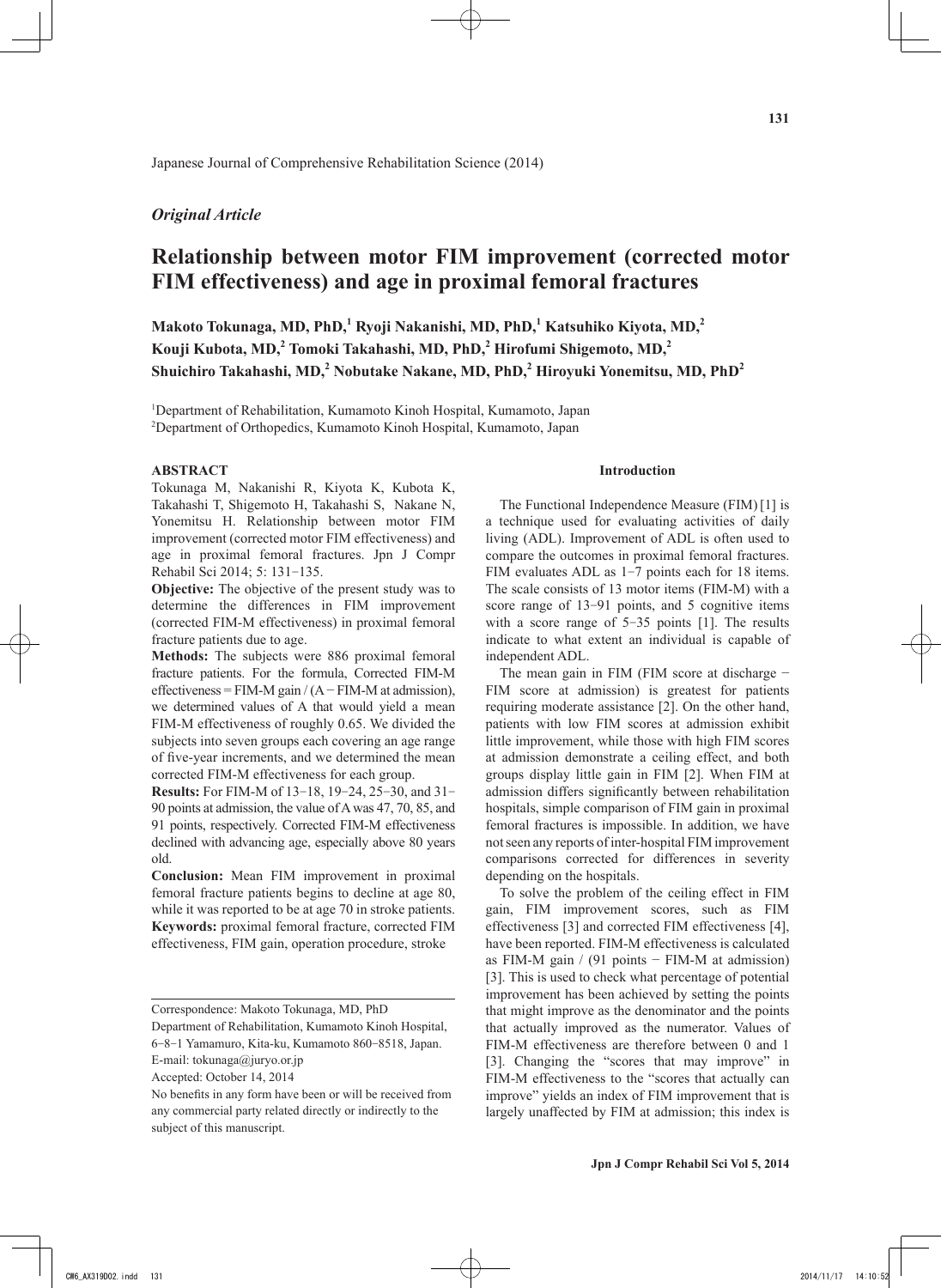Japanese Journal of Comprehensive Rehabilitation Science (2014)

*Original Article*

# Relationship between motor FIM improvement (corrected motor FIM effectiveness) and age in proximal femoral fractures

**Makoto Tokunaga, MD, PhD,[1] Ryoji Nakanishi, MD, PhD,[1] Katsuhiko Kiyota, MD,[2] Kouji Kubota, MD,[2] Tomoki Takahashi, MD, PhD,[2] Hirofumi Shigemoto, MD,[2] Shuichiro Takahashi, MD,[2] Nobutake Nakane, MD, PhD,[2] Hiroyuki Yonemitsu, MD, PhD[2]**

[1]Department of Rehabilitation, Kumamoto Kinoh Hospital, Kumamoto, Japan
[2]Department of Orthopedics, Kumamoto Kinoh Hospital, Kumamoto, Japan

## ABSTRACT

Tokunaga M, Nakanishi R, Kiyota K, Kubota K, Takahashi T, Shigemoto H, Takahashi S, Nakane N, Yonemitsu H. Relationship between motor FIM improvement (corrected motor FIM effectiveness) and age in proximal femoral fractures. Jpn J Compr Rehabil Sci 2014; 5: 131−135.

**Objective:** The objective of the present study was to determine the differences in FIM improvement (corrected FIM-M effectiveness) in proximal femoral fracture patients due to age.

**Methods:** The subjects were 886 proximal femoral fracture patients. For the formula, Corrected FIM-M effectiveness = FIM-M gain / (A − FIM-M at admission), we determined values of A that would yield a mean FIM-M effectiveness of roughly 0.65. We divided the subjects into seven groups each covering an age range of five-year increments, and we determined the mean corrected FIM-M effectiveness for each group.

**Results:** For FIM-M of 13−18, 19−24, 25−30, and 31−90 points at admission, the value of A was 47, 70, 85, and 91 points, respectively. Corrected FIM-M effectiveness declined with advancing age, especially above 80 years old.

**Conclusion:** Mean FIM improvement in proximal femoral fracture patients begins to decline at age 80, while it was reported to be at age 70 in stroke patients.

**Keywords:** proximal femoral fracture, corrected FIM effectiveness, FIM gain, operation procedure, stroke

Correspondence: Makoto Tokunaga, MD, PhD
Department of Rehabilitation, Kumamoto Kinoh Hospital, 6−8−1 Yamamuro, Kita-ku, Kumamoto 860−8518, Japan.
E-mail: tokunaga@juryo.or.jp
Accepted: October 14, 2014
No benefits in any form have been or will be received from any commercial party related directly or indirectly to the subject of this manuscript.

## Introduction

The Functional Independence Measure (FIM) [1] is a technique used for evaluating activities of daily living (ADL). Improvement of ADL is often used to compare the outcomes in proximal femoral fractures. FIM evaluates ADL as 1−7 points each for 18 items. The scale consists of 13 motor items (FIM-M) with a score range of 13−91 points, and 5 cognitive items with a score range of 5−35 points [1]. The results indicate to what extent an individual is capable of independent ADL.

The mean gain in FIM (FIM score at discharge − FIM score at admission) is greatest for patients requiring moderate assistance [2]. On the other hand, patients with low FIM scores at admission exhibit little improvement, while those with high FIM scores at admission demonstrate a ceiling effect, and both groups display little gain in FIM [2]. When FIM at admission differs significantly between rehabilitation hospitals, simple comparison of FIM gain in proximal femoral fractures is impossible. In addition, we have not seen any reports of inter-hospital FIM improvement comparisons corrected for differences in severity depending on the hospitals.

To solve the problem of the ceiling effect in FIM gain, FIM improvement scores, such as FIM effectiveness [3] and corrected FIM effectiveness [4], have been reported. FIM-M effectiveness is calculated as FIM-M gain / (91 points − FIM-M at admission) [3]. This is used to check what percentage of potential improvement has been achieved by setting the points that might improve as the denominator and the points that actually improved as the numerator. Values of FIM-M effectiveness are therefore between 0 and 1 [3]. Changing the "scores that may improve" in FIM-M effectiveness to the "scores that actually can improve" yields an index of FIM improvement that is largely unaffected by FIM at admission; this index is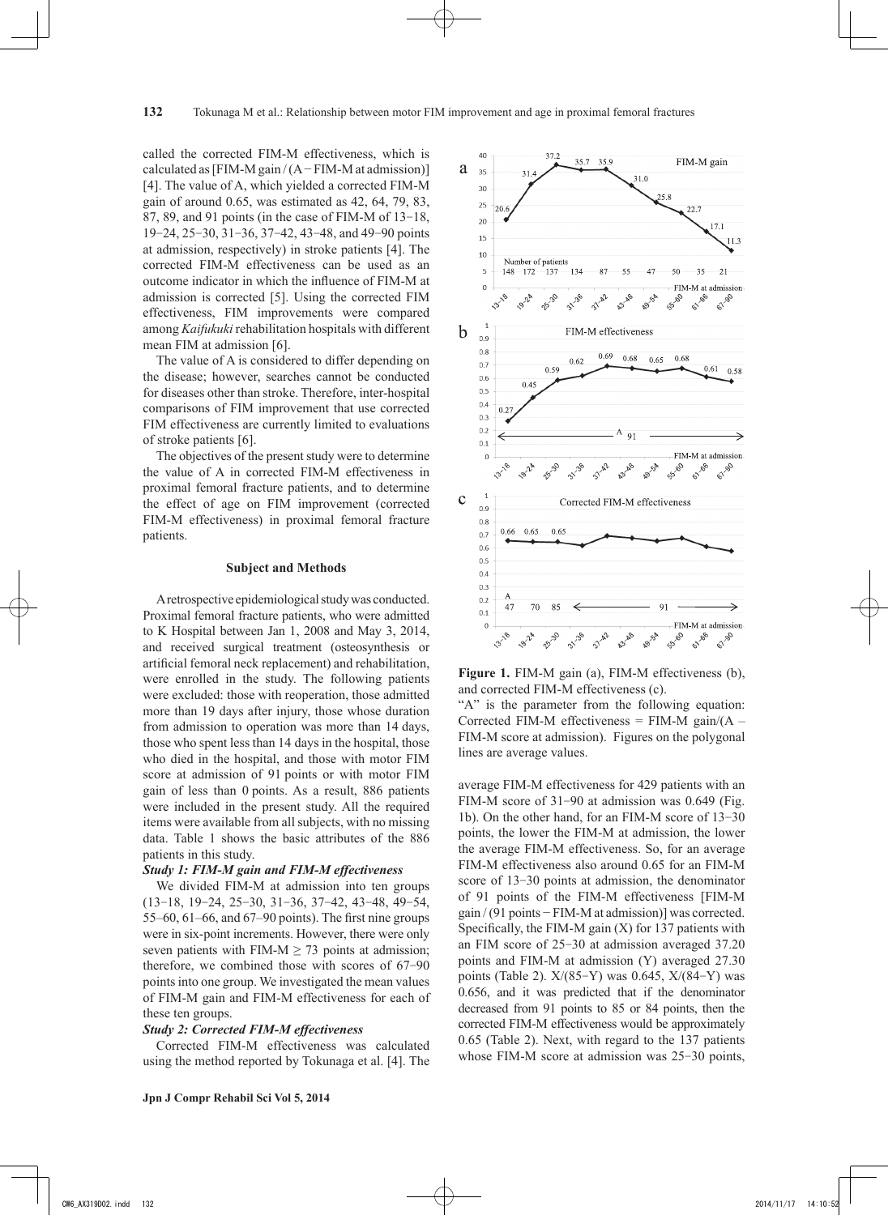called the corrected FIM-M effectiveness, which is calculated as [FIM-M gain / (A − FIM-M at admission)] [4]. The value of A, which yielded a corrected FIM-M gain of around 0.65, was estimated as 42, 64, 79, 83, 87, 89, and 91 points (in the case of FIM-M of 13−18, 19−24, 25−30, 31−36, 37−42, 43−48, and 49−90 points at admission, respectively) in stroke patients [4]. The corrected FIM-M effectiveness can be used as an outcome indicator in which the influence of FIM-M at admission is corrected [5]. Using the corrected FIM effectiveness, FIM improvements were compared among *Kaifukuki* rehabilitation hospitals with different mean FIM at admission [6].

The value of A is considered to differ depending on the disease; however, searches cannot be conducted for diseases other than stroke. Therefore, inter-hospital comparisons of FIM improvement that use corrected FIM effectiveness are currently limited to evaluations of stroke patients [6].

The objectives of the present study were to determine the value of A in corrected FIM-M effectiveness in proximal femoral fracture patients, and to determine the effect of age on FIM improvement (corrected FIM-M effectiveness) in proximal femoral fracture patients.

## Subject and Methods

A retrospective epidemiological study was conducted. Proximal femoral fracture patients, who were admitted to K Hospital between Jan 1, 2008 and May 3, 2014, and received surgical treatment (osteosynthesis or artificial femoral neck replacement) and rehabilitation, were enrolled in the study. The following patients were excluded: those with reoperation, those admitted more than 19 days after injury, those whose duration from admission to operation was more than 14 days, those who spent less than 14 days in the hospital, those who died in the hospital, and those with motor FIM score at admission of 91 points or with motor FIM gain of less than 0 points. As a result, 886 patients were included in the present study. All the required items were available from all subjects, with no missing data. Table 1 shows the basic attributes of the 886 patients in this study.

### *Study 1: FIM-M gain and FIM-M effectiveness*

We divided FIM-M at admission into ten groups (13−18, 19−24, 25−30, 31−36, 37−42, 43−48, 49−54, 55–60, 61–66, and 67−90 points). The first nine groups were in six-point increments. However, there were only seven patients with FIM-M ≥ 73 points at admission; therefore, we combined those with scores of 67−90 points into one group. We investigated the mean values of FIM-M gain and FIM-M effectiveness for each of these ten groups.

### *Study 2: Corrected FIM-M effectiveness*

Corrected FIM-M effectiveness was calculated using the method reported by Tokunaga et al. [4]. The average FIM-M effectiveness for 429 patients with an FIM-M score of 31−90 at admission was 0.649 (Fig. 1b). On the other hand, for an FIM-M score of 13−30 points, the lower the FIM-M at admission, the lower the average FIM-M effectiveness. So, for an average FIM-M effectiveness also around 0.65 for an FIM-M score of 13−30 points at admission, the denominator of 91 points of the FIM-M effectiveness [FIM-M gain / (91 points − FIM-M at admission)] was corrected. Specifically, the FIM-M gain (X) for 137 patients with an FIM score of 25−30 at admission averaged 37.20 points and FIM-M at admission (Y) averaged 27.30 points (Table 2). X/(85−Y) was 0.645, X/(84−Y) was 0.656, and it was predicted that if the denominator decreased from 91 points to 85 or 84 points, then the corrected FIM-M effectiveness would be approximately 0.65 (Table 2). Next, with regard to the 137 patients whose FIM-M score at admission was 25−30 points,

**Figure 1.** FIM-M gain (a), FIM-M effectiveness (b), and corrected FIM-M effectiveness (c).
"A" is the parameter from the following equation: Corrected FIM-M effectiveness = FIM-M gain/(A – FIM-M score at admission). Figures on the polygonal lines are average values.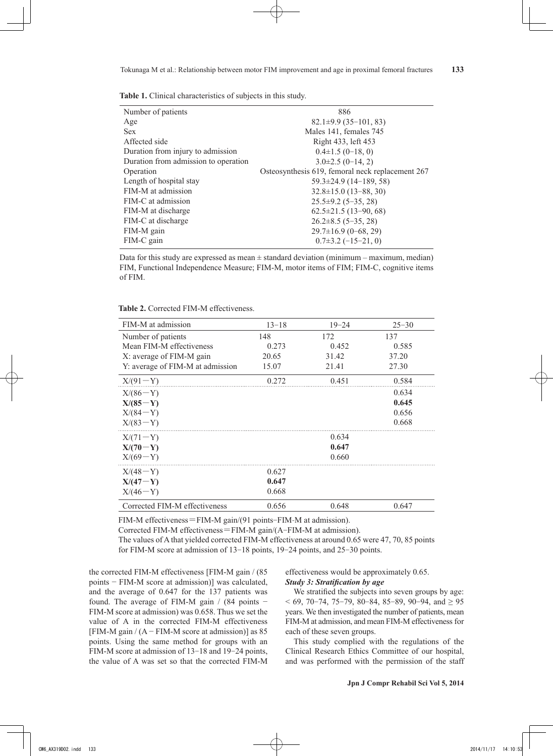**Table 1.** Clinical characteristics of subjects in this study.

| | |
|---|---|
| Number of patients | 886 |
| Age | 82.1±9.9 (35−101, 83) |
| Sex | Males 141, females 745 |
| Affected side | Right 433, left 453 |
| Duration from injury to admission | 0.4±1.5 (0−18, 0) |
| Duration from admission to operation | 3.0±2.5 (0−14, 2) |
| Operation | Osteosynthesis 619, femoral neck replacement 267 |
| Length of hospital stay | 59.3±24.9 (14−189, 58) |
| FIM-M at admission | 32.8±15.0 (13−88, 30) |
| FIM-C at admission | 25.5±9.2 (5−35, 28) |
| FIM-M at discharge | 62.5±21.5 (13−90, 68) |
| FIM-C at discharge | 26.2±8.5 (5−35, 28) |
| FIM-M gain | 29.7±16.9 (0−68, 29) |
| FIM-C gain | 0.7±3.2 (−15−21, 0) |

Data for this study are expressed as mean ± standard deviation (minimum – maximum, median) FIM, Functional Independence Measure; FIM-M, motor items of FIM; FIM-C, cognitive items of FIM.

**Table 2.** Corrected FIM-M effectiveness.

| FIM-M at admission | 13−18 | 19−24 | 25−30 |
|---|---|---|---|
| Number of patients | 148 | 172 | 137 |
| Mean FIM-M effectiveness | 0.273 | 0.452 | 0.585 |
| X: average of FIM-M gain | 20.65 | 31.42 | 37.20 |
| Y: average of FIM-M at admission | 15.07 | 21.41 | 27.30 |
| X/(91−Y) | 0.272 | 0.451 | 0.584 |
| X/(86−Y) | | | 0.634 |
| **X/(85−Y)** | | | **0.645** |
| X/(84−Y) | | | 0.656 |
| X/(83−Y) | | | 0.668 |
| X/(71−Y) | | 0.634 | |
| **X/(70−Y)** | | **0.647** | |
| X/(69−Y) | | 0.660 | |
| X/(48−Y) | 0.627 | | |
| **X/(47−Y)** | **0.647** | | |
| X/(46−Y) | 0.668 | | |
| Corrected FIM-M effectiveness | 0.656 | 0.648 | 0.647 |

FIM-M effectiveness＝FIM-M gain/(91 points−FIM-M at admission).
Corrected FIM-M effectiveness＝FIM-M gain/(A−FIM-M at admission).
The values of A that yielded corrected FIM-M effectiveness at around 0.65 were 47, 70, 85 points for FIM-M score at admission of 13−18 points, 19−24 points, and 25−30 points.

the corrected FIM-M effectiveness [FIM-M gain / (85 points − FIM-M score at admission)] was calculated, and the average of 0.647 for the 137 patients was found. The average of FIM-M gain / (84 points − FIM-M score at admission) was 0.658. Thus we set the value of A in the corrected FIM-M effectiveness [FIM-M gain / (A − FIM-M score at admission)] as 85 points. Using the same method for groups with an FIM-M score at admission of 13−18 and 19−24 points, the value of A was set so that the corrected FIM-M effectiveness would be approximately 0.65.

***Study 3: Stratification by age***

We stratified the subjects into seven groups by age: < 69, 70−74, 75−79, 80−84, 85−89, 90−94, and ≥ 95 years. We then investigated the number of patients, mean FIM-M at admission, and mean FIM-M effectiveness for each of these seven groups.

This study complied with the regulations of the Clinical Research Ethics Committee of our hospital, and was performed with the permission of the staff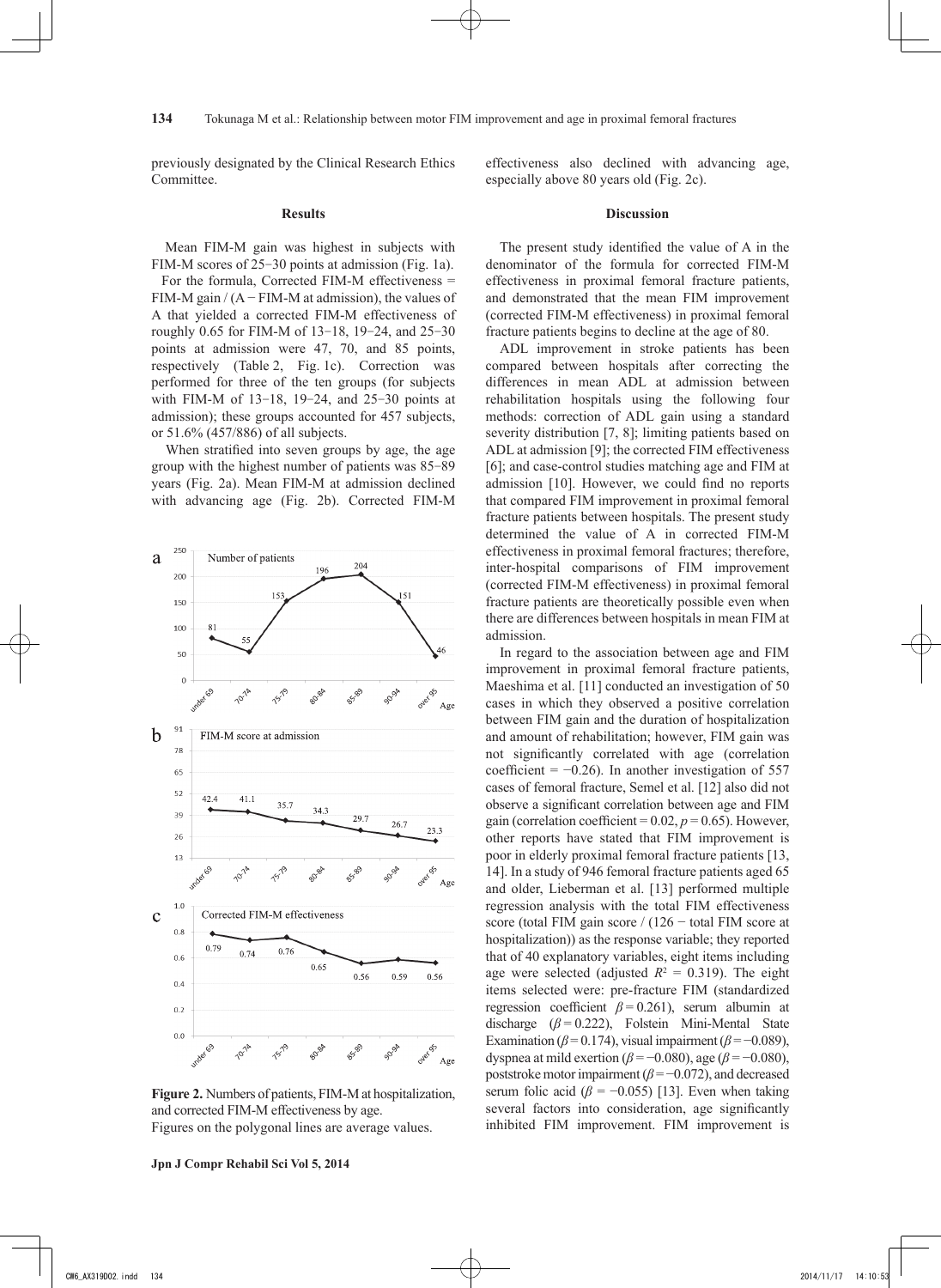previously designated by the Clinical Research Ethics Committee.

## Results

Mean FIM-M gain was highest in subjects with FIM-M scores of 25−30 points at admission (Fig. 1a).

For the formula, Corrected FIM-M effectiveness = FIM-M gain / (A − FIM-M at admission), the values of A that yielded a corrected FIM-M effectiveness of roughly 0.65 for FIM-M of 13−18, 19−24, and 25−30 points at admission were 47, 70, and 85 points, respectively (Table 2, Fig. 1c). Correction was performed for three of the ten groups (for subjects with FIM-M of 13−18, 19−24, and 25−30 points at admission); these groups accounted for 457 subjects, or 51.6% (457/886) of all subjects.

When stratified into seven groups by age, the age group with the highest number of patients was 85−89 years (Fig. 2a). Mean FIM-M at admission declined with advancing age (Fig. 2b). Corrected FIM-M effectiveness also declined with advancing age, especially above 80 years old (Fig. 2c).

**Figure 2.** Numbers of patients, FIM-M at hospitalization, and corrected FIM-M effectiveness by age.
Figures on the polygonal lines are average values.

## Discussion

The present study identified the value of A in the denominator of the formula for corrected FIM-M effectiveness in proximal femoral fracture patients, and demonstrated that the mean FIM improvement (corrected FIM-M effectiveness) in proximal femoral fracture patients begins to decline at the age of 80.

ADL improvement in stroke patients has been compared between hospitals after correcting the differences in mean ADL at admission between rehabilitation hospitals using the following four methods: correction of ADL gain using a standard severity distribution [7, 8]; limiting patients based on ADL at admission [9]; the corrected FIM effectiveness [6]; and case-control studies matching age and FIM at admission [10]. However, we could find no reports that compared FIM improvement in proximal femoral fracture patients between hospitals. The present study determined the value of A in corrected FIM-M effectiveness in proximal femoral fractures; therefore, inter-hospital comparisons of FIM improvement (corrected FIM-M effectiveness) in proximal femoral fracture patients are theoretically possible even when there are differences between hospitals in mean FIM at admission.

In regard to the association between age and FIM improvement in proximal femoral fracture patients, Maeshima et al. [11] conducted an investigation of 50 cases in which they observed a positive correlation between FIM gain and the duration of hospitalization and amount of rehabilitation; however, FIM gain was not significantly correlated with age (correlation coefficient = −0.26). In another investigation of 557 cases of femoral fracture, Semel et al. [12] also did not observe a significant correlation between age and FIM gain (correlation coefficient = 0.02, $p = 0.65$). However, other reports have stated that FIM improvement is poor in elderly proximal femoral fracture patients [13, 14]. In a study of 946 femoral fracture patients aged 65 and older, Lieberman et al. [13] performed multiple regression analysis with the total FIM effectiveness score (total FIM gain score / (126 − total FIM score at hospitalization)) as the response variable; they reported that of 40 explanatory variables, eight items including age were selected (adjusted $R^2 = 0.319$). The eight items selected were: pre-fracture FIM (standardized regression coefficient $\beta = 0.261$), serum albumin at discharge ($\beta = 0.222$), Folstein Mini-Mental State Examination ($\beta = 0.174$), visual impairment ($\beta = -0.089$), dyspnea at mild exertion ($\beta = -0.080$), age ($\beta = -0.080$), poststroke motor impairment ($\beta = -0.072$), and decreased serum folic acid ($\beta = -0.055$) [13]. Even when taking several factors into consideration, age significantly inhibited FIM improvement. FIM improvement is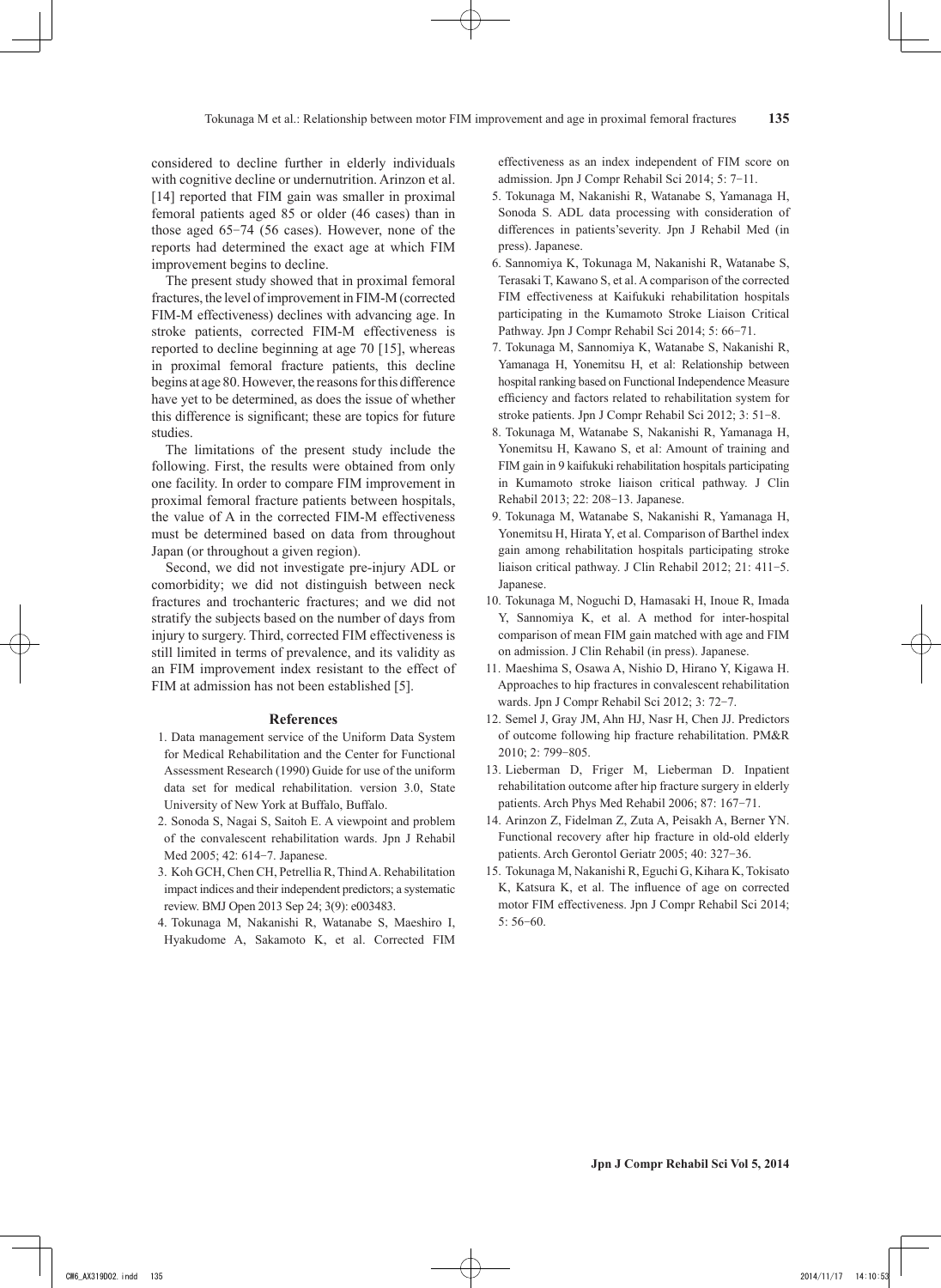considered to decline further in elderly individuals with cognitive decline or undernutrition. Arinzon et al. [14] reported that FIM gain was smaller in proximal femoral patients aged 85 or older (46 cases) than in those aged 65–74 (56 cases). However, none of the reports had determined the exact age at which FIM improvement begins to decline.

The present study showed that in proximal femoral fractures, the level of improvement in FIM-M (corrected FIM-M effectiveness) declines with advancing age. In stroke patients, corrected FIM-M effectiveness is reported to decline beginning at age 70 [15], whereas in proximal femoral fracture patients, this decline begins at age 80. However, the reasons for this difference have yet to be determined, as does the issue of whether this difference is significant; these are topics for future studies.

The limitations of the present study include the following. First, the results were obtained from only one facility. In order to compare FIM improvement in proximal femoral fracture patients between hospitals, the value of A in the corrected FIM-M effectiveness must be determined based on data from throughout Japan (or throughout a given region).

Second, we did not investigate pre-injury ADL or comorbidity; we did not distinguish between neck fractures and trochanteric fractures; and we did not stratify the subjects based on the number of days from injury to surgery. Third, corrected FIM effectiveness is still limited in terms of prevalence, and its validity as an FIM improvement index resistant to the effect of FIM at admission has not been established [5].

## References

1. Data management service of the Uniform Data System for Medical Rehabilitation and the Center for Functional Assessment Research (1990) Guide for use of the uniform data set for medical rehabilitation. version 3.0, State University of New York at Buffalo, Buffalo.
2. Sonoda S, Nagai S, Saitoh E. A viewpoint and problem of the convalescent rehabilitation wards. Jpn J Rehabil Med 2005; 42: 614–7. Japanese.
3. Koh GCH, Chen CH, Petrellia R, Thind A. Rehabilitation impact indices and their independent predictors; a systematic review. BMJ Open 2013 Sep 24; 3(9): e003483.
4. Tokunaga M, Nakanishi R, Watanabe S, Maeshiro I, Hyakudome A, Sakamoto K, et al. Corrected FIM effectiveness as an index independent of FIM score on admission. Jpn J Compr Rehabil Sci 2014; 5: 7–11.
5. Tokunaga M, Nakanishi R, Watanabe S, Yamanaga H, Sonoda S. ADL data processing with consideration of differences in patients'severity. Jpn J Rehabil Med (in press). Japanese.
6. Sannomiya K, Tokunaga M, Nakanishi R, Watanabe S, Terasaki T, Kawano S, et al. A comparison of the corrected FIM effectiveness at Kaifukuki rehabilitation hospitals participating in the Kumamoto Stroke Liaison Critical Pathway. Jpn J Compr Rehabil Sci 2014; 5: 66–71.
7. Tokunaga M, Sannomiya K, Watanabe S, Nakanishi R, Yamanaga H, Yonemitsu H, et al: Relationship between hospital ranking based on Functional Independence Measure efficiency and factors related to rehabilitation system for stroke patients. Jpn J Compr Rehabil Sci 2012; 3: 51–8.
8. Tokunaga M, Watanabe S, Nakanishi R, Yamanaga H, Yonemitsu H, Kawano S, et al: Amount of training and FIM gain in 9 kaifukuki rehabilitation hospitals participating in Kumamoto stroke liaison critical pathway. J Clin Rehabil 2013; 22: 208–13. Japanese.
9. Tokunaga M, Watanabe S, Nakanishi R, Yamanaga H, Yonemitsu H, Hirata Y, et al. Comparison of Barthel index gain among rehabilitation hospitals participating stroke liaison critical pathway. J Clin Rehabil 2012; 21: 411–5. Japanese.
10. Tokunaga M, Noguchi D, Hamasaki H, Inoue R, Imada Y, Sannomiya K, et al. A method for inter-hospital comparison of mean FIM gain matched with age and FIM on admission. J Clin Rehabil (in press). Japanese.
11. Maeshima S, Osawa A, Nishio D, Hirano Y, Kigawa H. Approaches to hip fractures in convalescent rehabilitation wards. Jpn J Compr Rehabil Sci 2012; 3: 72–7.
12. Semel J, Gray JM, Ahn HJ, Nasr H, Chen JJ. Predictors of outcome following hip fracture rehabilitation. PM&R 2010; 2: 799–805.
13. Lieberman D, Friger M, Lieberman D. Inpatient rehabilitation outcome after hip fracture surgery in elderly patients. Arch Phys Med Rehabil 2006; 87: 167–71.
14. Arinzon Z, Fidelman Z, Zuta A, Peisakh A, Berner YN. Functional recovery after hip fracture in old-old elderly patients. Arch Gerontol Geriatr 2005; 40: 327–36.
15. Tokunaga M, Nakanishi R, Eguchi G, Kihara K, Tokisato K, Katsura K, et al. The influence of age on corrected motor FIM effectiveness. Jpn J Compr Rehabil Sci 2014; 5: 56–60.